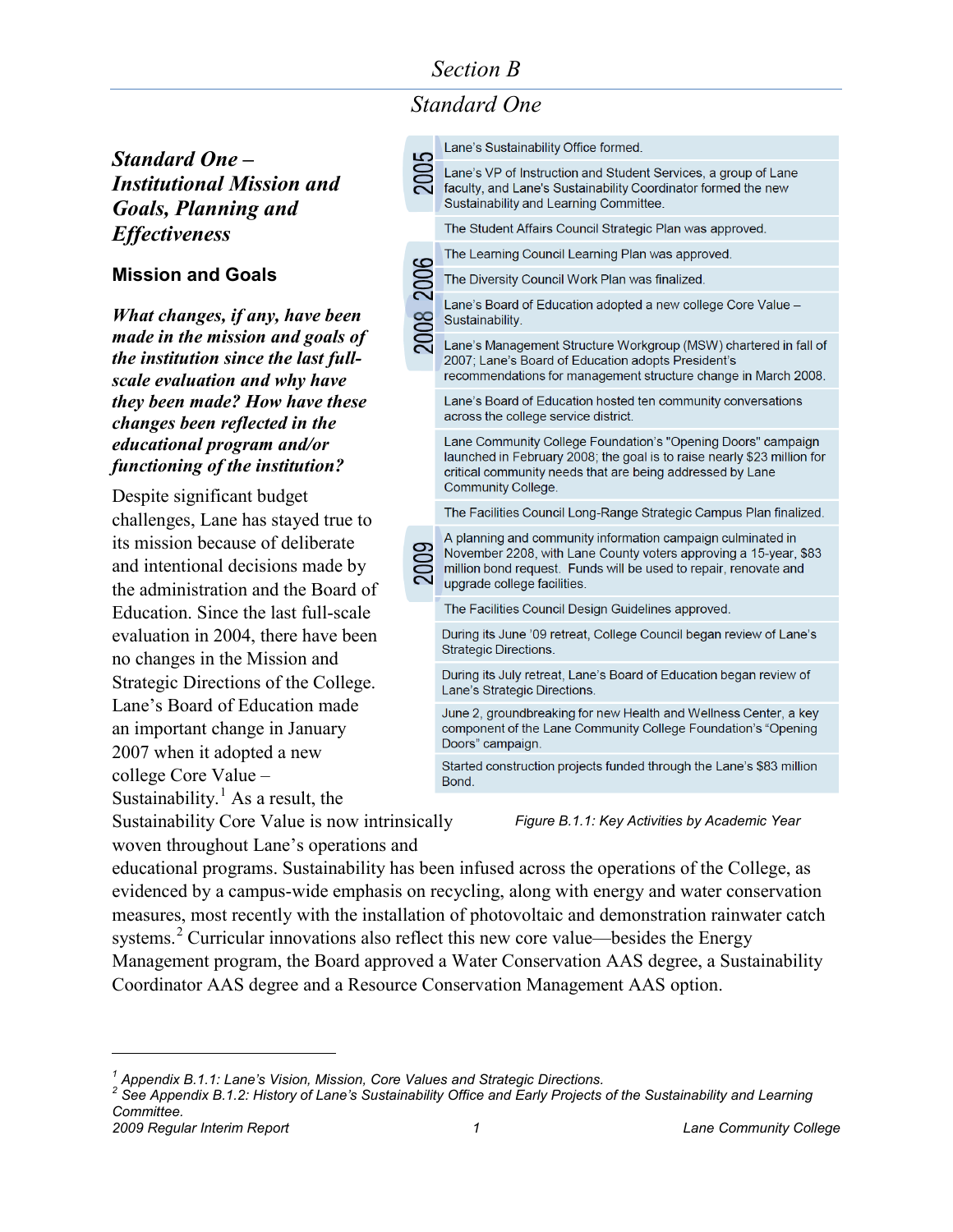# Section B

## Standard One

### Standard One – Institutional Mission and Goals, Planning and Effectiveness

#### Mission and Goals

***What changes, if any, have been made in the mission and goals of the institution since the last full-scale evaluation and why have they been made? How have these changes been reflected in the educational program and/or functioning of the institution?***

Despite significant budget challenges, Lane has stayed true to its mission because of deliberate and intentional decisions made by the administration and the Board of Education. Since the last full-scale evaluation in 2004, there have been no changes in the Mission and Strategic Directions of the College. Lane's Board of Education made an important change in January 2007 when it adopted a new college Core Value – Sustainability.[1] As a result, the Sustainability Core Value is now intrinsically woven throughout Lane's operations and educational programs. Sustainability has been infused across the operations of the College, as evidenced by a campus-wide emphasis on recycling, along with energy and water conservation measures, most recently with the installation of photovoltaic and demonstration rainwater catch systems.[2] Curricular innovations also reflect this new core value—besides the Energy Management program, the Board approved a Water Conservation AAS degree, a Sustainability Coordinator AAS degree and a Resource Conservation Management AAS option.

| Year | Activity |
|---|---|
| 2005 | Lane's Sustainability Office formed. |
| | Lane's VP of Instruction and Student Services, a group of Lane faculty, and Lane's Sustainability Coordinator formed the new Sustainability and Learning Committee. |
| | The Student Affairs Council Strategic Plan was approved. |
| 2006 | The Learning Council Learning Plan was approved. |
| | The Diversity Council Work Plan was finalized. |
| | Lane's Board of Education adopted a new college Core Value – Sustainability. |
| 2008 | Lane's Management Structure Workgroup (MSW) chartered in fall of 2007; Lane's Board of Education adopts President's recommendations for management structure change in March 2008. |
| | Lane's Board of Education hosted ten community conversations across the college service district. |
| | Lane Community College Foundation's "Opening Doors" campaign launched in February 2008; the goal is to raise nearly $23 million for critical community needs that are being addressed by Lane Community College. |
| | The Facilities Council Long-Range Strategic Campus Plan finalized. |
| 2009 | A planning and community information campaign culminated in November 2208, with Lane County voters approving a 15-year, $83 million bond request. Funds will be used to repair, renovate and upgrade college facilities. |
| | The Facilities Council Design Guidelines approved. |
| | During its June '09 retreat, College Council began review of Lane's Strategic Directions. |
| | During its July retreat, Lane's Board of Education began review of Lane's Strategic Directions. |
| | June 2, groundbreaking for new Health and Wellness Center, a key component of the Lane Community College Foundation's "Opening Doors" campaign. |
| | Started construction projects funded through the Lane's $83 million Bond. |

*Figure B.1.1: Key Activities by Academic Year*

---

[1] *Appendix B.1.1: Lane's Vision, Mission, Core Values and Strategic Directions.*

[2] *See Appendix B.1.2: History of Lane's Sustainability Office and Early Projects of the Sustainability and Learning Committee.*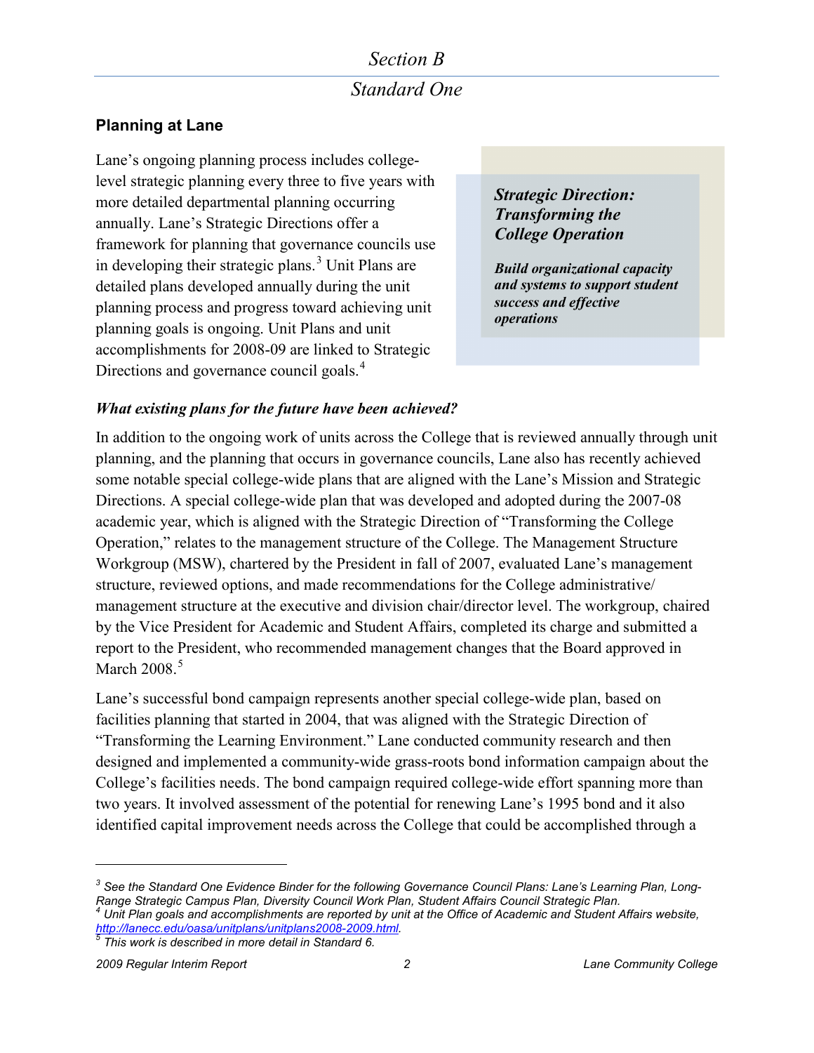# Section B

## Standard One

### Planning at Lane

Lane's ongoing planning process includes college-level strategic planning every three to five years with more detailed departmental planning occurring annually. Lane's Strategic Directions offer a framework for planning that governance councils use in developing their strategic plans.[3] Unit Plans are detailed plans developed annually during the unit planning process and progress toward achieving unit planning goals is ongoing. Unit Plans and unit accomplishments for 2008-09 are linked to Strategic Directions and governance council goals.[4]

> ***Strategic Direction: Transforming the College Operation***
>
> ***Build organizational capacity and systems to support student success and effective operations***

#### *What existing plans for the future have been achieved?*

In addition to the ongoing work of units across the College that is reviewed annually through unit planning, and the planning that occurs in governance councils, Lane also has recently achieved some notable special college-wide plans that are aligned with the Lane's Mission and Strategic Directions. A special college-wide plan that was developed and adopted during the 2007-08 academic year, which is aligned with the Strategic Direction of "Transforming the College Operation," relates to the management structure of the College. The Management Structure Workgroup (MSW), chartered by the President in fall of 2007, evaluated Lane's management structure, reviewed options, and made recommendations for the College administrative/ management structure at the executive and division chair/director level. The workgroup, chaired by the Vice President for Academic and Student Affairs, completed its charge and submitted a report to the President, who recommended management changes that the Board approved in March 2008.[5]

Lane's successful bond campaign represents another special college-wide plan, based on facilities planning that started in 2004, that was aligned with the Strategic Direction of "Transforming the Learning Environment." Lane conducted community research and then designed and implemented a community-wide grass-roots bond information campaign about the College's facilities needs. The bond campaign required college-wide effort spanning more than two years. It involved assessment of the potential for renewing Lane's 1995 bond and it also identified capital improvement needs across the College that could be accomplished through a

---

[3] *See the Standard One Evidence Binder for the following Governance Council Plans: Lane's Learning Plan, Long-Range Strategic Campus Plan, Diversity Council Work Plan, Student Affairs Council Strategic Plan.*

[4] *Unit Plan goals and accomplishments are reported by unit at the Office of Academic and Student Affairs website, [http://lanecc.edu/oasa/unitplans/unitplans2008-2009.html](http://lanecc.edu/oasa/unitplans/unitplans2008-2009.html).*

[5] *This work is described in more detail in Standard 6.*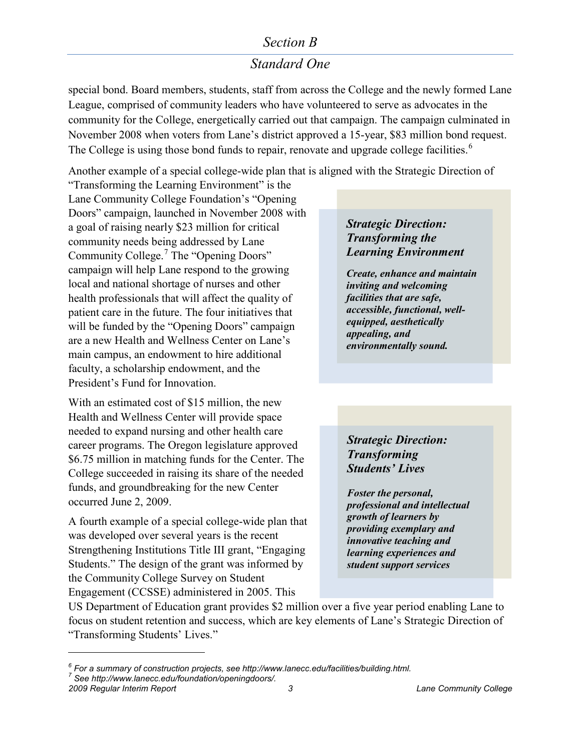special bond. Board members, students, staff from across the College and the newly formed Lane League, comprised of community leaders who have volunteered to serve as advocates in the community for the College, energetically carried out that campaign. The campaign culminated in November 2008 when voters from Lane's district approved a 15-year, $83 million bond request. The College is using those bond funds to repair, renovate and upgrade college facilities.[6]

Another example of a special college-wide plan that is aligned with the Strategic Direction of "Transforming the Learning Environment" is the Lane Community College Foundation's "Opening Doors" campaign, launched in November 2008 with a goal of raising nearly $23 million for critical community needs being addressed by Lane Community College.[7] The "Opening Doors" campaign will help Lane respond to the growing local and national shortage of nurses and other health professionals that will affect the quality of patient care in the future. The four initiatives that will be funded by the "Opening Doors" campaign are a new Health and Wellness Center on Lane's main campus, an endowment to hire additional faculty, a scholarship endowment, and the President's Fund for Innovation.

> ***Strategic Direction: Transforming the Learning Environment***
>
> ***Create, enhance and maintain inviting and welcoming facilities that are safe, accessible, functional, well-equipped, aesthetically appealing, and environmentally sound.***

With an estimated cost of $15 million, the new Health and Wellness Center will provide space needed to expand nursing and other health care career programs. The Oregon legislature approved $6.75 million in matching funds for the Center. The College succeeded in raising its share of the needed funds, and groundbreaking for the new Center occurred June 2, 2009.

A fourth example of a special college-wide plan that was developed over several years is the recent Strengthening Institutions Title III grant, "Engaging Students." The design of the grant was informed by the Community College Survey on Student Engagement (CCSSE) administered in 2005. This US Department of Education grant provides $2 million over a five year period enabling Lane to focus on student retention and success, which are key elements of Lane's Strategic Direction of "Transforming Students' Lives."

> ***Strategic Direction: Transforming Students' Lives***
>
> ***Foster the personal, professional and intellectual growth of learners by providing exemplary and innovative teaching and learning experiences and student support services***

---

[6] *For a summary of construction projects, see http://www.lanecc.edu/facilities/building.html.*

[7] *See http://www.lanecc.edu/foundation/openingdoors/.*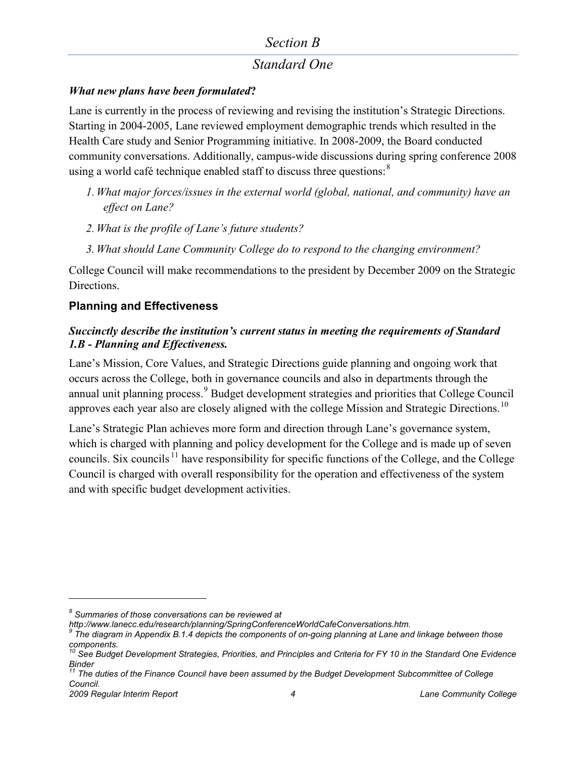## Section B

## Standard One

***What new plans have been formulated*?**

Lane is currently in the process of reviewing and revising the institution's Strategic Directions. Starting in 2004-2005, Lane reviewed employment demographic trends which resulted in the Health Care study and Senior Programming initiative. In 2008-2009, the Board conducted community conversations. Additionally, campus-wide discussions during spring conference 2008 using a world café technique enabled staff to discuss three questions:[8]

1. *What major forces/issues in the external world (global, national, and community) have an effect on Lane?*
2. *What is the profile of Lane's future students?*
3. *What should Lane Community College do to respond to the changing environment?*

College Council will make recommendations to the president by December 2009 on the Strategic Directions.

### Planning and Effectiveness

***Succinctly describe the institution's current status in meeting the requirements of Standard 1.B - Planning and Effectiveness.***

Lane's Mission, Core Values, and Strategic Directions guide planning and ongoing work that occurs across the College, both in governance councils and also in departments through the annual unit planning process.[9] Budget development strategies and priorities that College Council approves each year also are closely aligned with the college Mission and Strategic Directions.[10]

Lane's Strategic Plan achieves more form and direction through Lane's governance system, which is charged with planning and policy development for the College and is made up of seven councils. Six councils[11] have responsibility for specific functions of the College, and the College Council is charged with overall responsibility for the operation and effectiveness of the system and with specific budget development activities.

---

[8] *Summaries of those conversations can be reviewed at http://www.lanecc.edu/research/planning/SpringConferenceWorldCafeConversations.htm.*

[9] *The diagram in Appendix B.1.4 depicts the components of on-going planning at Lane and linkage between those components.*

[10] *See Budget Development Strategies, Priorities, and Principles and Criteria for FY 10 in the Standard One Evidence Binder*

[11] *The duties of the Finance Council have been assumed by the Budget Development Subcommittee of College Council.*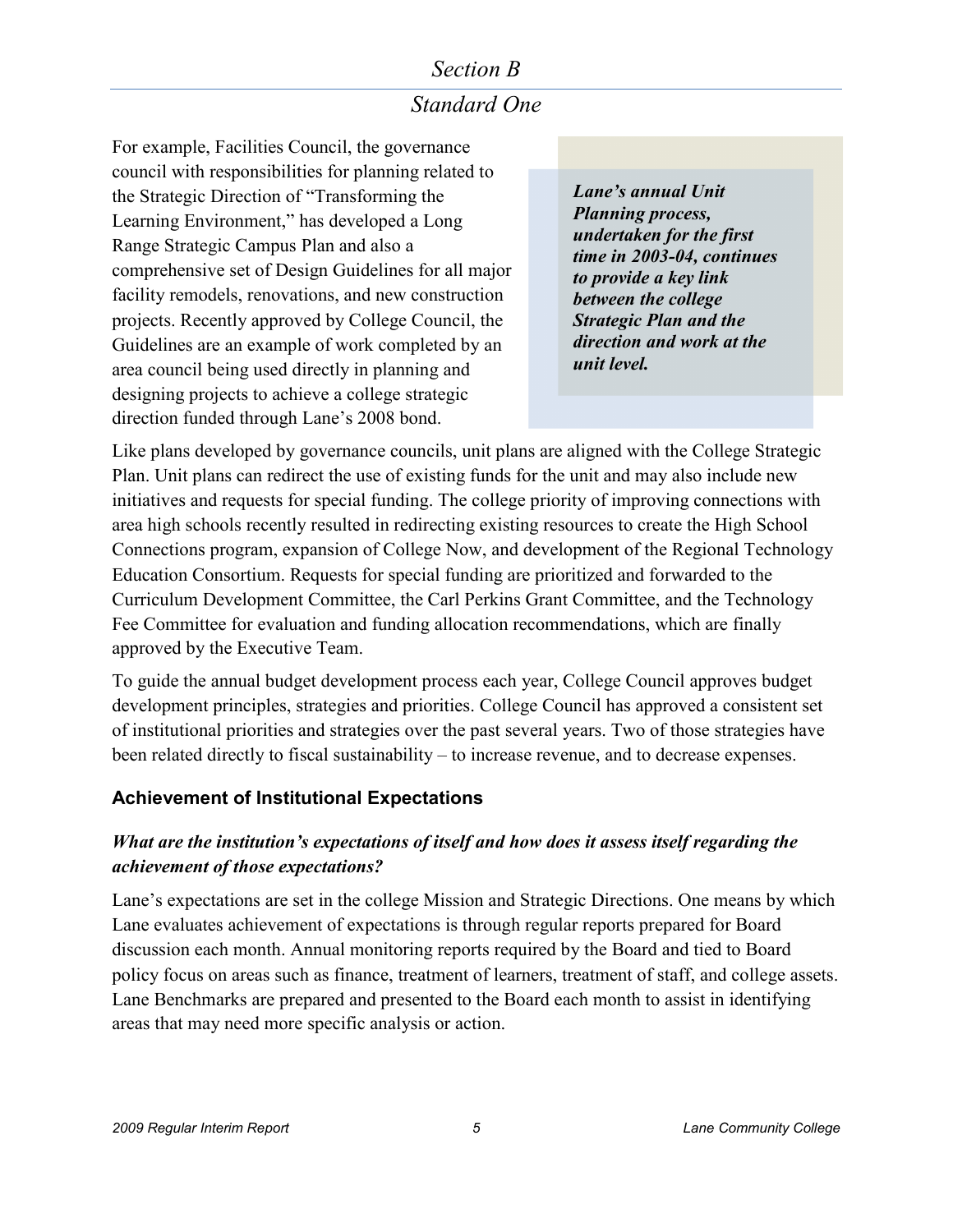For example, Facilities Council, the governance council with responsibilities for planning related to the Strategic Direction of "Transforming the Learning Environment," has developed a Long Range Strategic Campus Plan and also a comprehensive set of Design Guidelines for all major facility remodels, renovations, and new construction projects. Recently approved by College Council, the Guidelines are an example of work completed by an area council being used directly in planning and designing projects to achieve a college strategic direction funded through Lane's 2008 bond.

> ***Lane's annual Unit Planning process, undertaken for the first time in 2003-04, continues to provide a key link between the college Strategic Plan and the direction and work at the unit level.***

Like plans developed by governance councils, unit plans are aligned with the College Strategic Plan. Unit plans can redirect the use of existing funds for the unit and may also include new initiatives and requests for special funding. The college priority of improving connections with area high schools recently resulted in redirecting existing resources to create the High School Connections program, expansion of College Now, and development of the Regional Technology Education Consortium. Requests for special funding are prioritized and forwarded to the Curriculum Development Committee, the Carl Perkins Grant Committee, and the Technology Fee Committee for evaluation and funding allocation recommendations, which are finally approved by the Executive Team.

To guide the annual budget development process each year, College Council approves budget development principles, strategies and priorities. College Council has approved a consistent set of institutional priorities and strategies over the past several years. Two of those strategies have been related directly to fiscal sustainability – to increase revenue, and to decrease expenses.

### Achievement of Institutional Expectations

***What are the institution's expectations of itself and how does it assess itself regarding the achievement of those expectations?***

Lane's expectations are set in the college Mission and Strategic Directions. One means by which Lane evaluates achievement of expectations is through regular reports prepared for Board discussion each month. Annual monitoring reports required by the Board and tied to Board policy focus on areas such as finance, treatment of learners, treatment of staff, and college assets. Lane Benchmarks are prepared and presented to the Board each month to assist in identifying areas that may need more specific analysis or action.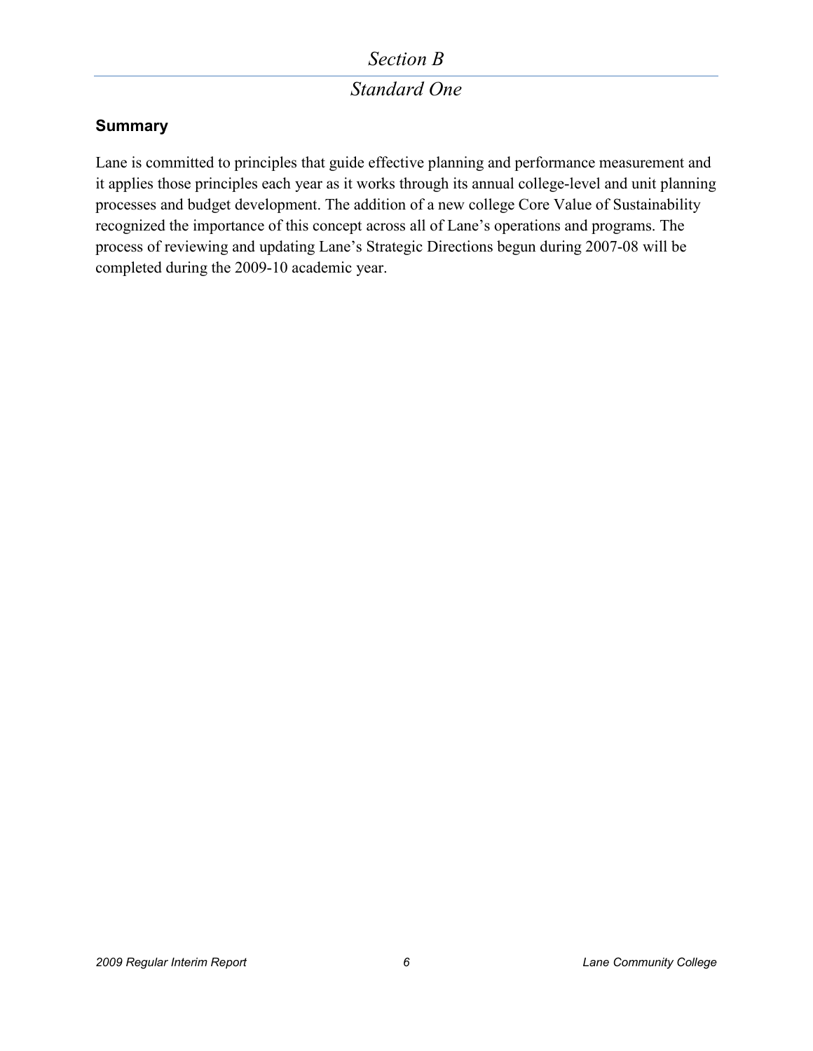# *Section B*

## *Standard One*

### Summary

Lane is committed to principles that guide effective planning and performance measurement and it applies those principles each year as it works through its annual college-level and unit planning processes and budget development. The addition of a new college Core Value of Sustainability recognized the importance of this concept across all of Lane's operations and programs. The process of reviewing and updating Lane's Strategic Directions begun during 2007-08 will be completed during the 2009-10 academic year.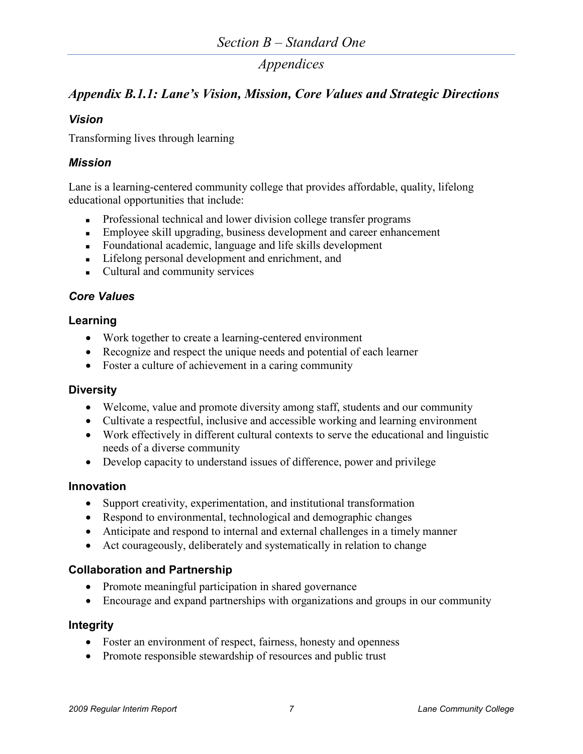# Section B – Standard One

## *Appendices*

## *Appendix B.1.1: Lane's Vision, Mission, Core Values and Strategic Directions*

### *Vision*

Transforming lives through learning

### *Mission*

Lane is a learning-centered community college that provides affordable, quality, lifelong educational opportunities that include:

- Professional technical and lower division college transfer programs
- Employee skill upgrading, business development and career enhancement
- Foundational academic, language and life skills development
- Lifelong personal development and enrichment, and
- Cultural and community services

### *Core Values*

#### Learning

- Work together to create a learning-centered environment
- Recognize and respect the unique needs and potential of each learner
- Foster a culture of achievement in a caring community

#### Diversity

- Welcome, value and promote diversity among staff, students and our community
- Cultivate a respectful, inclusive and accessible working and learning environment
- Work effectively in different cultural contexts to serve the educational and linguistic needs of a diverse community
- Develop capacity to understand issues of difference, power and privilege

#### Innovation

- Support creativity, experimentation, and institutional transformation
- Respond to environmental, technological and demographic changes
- Anticipate and respond to internal and external challenges in a timely manner
- Act courageously, deliberately and systematically in relation to change

#### Collaboration and Partnership

- Promote meaningful participation in shared governance
- Encourage and expand partnerships with organizations and groups in our community

#### Integrity

- Foster an environment of respect, fairness, honesty and openness
- Promote responsible stewardship of resources and public trust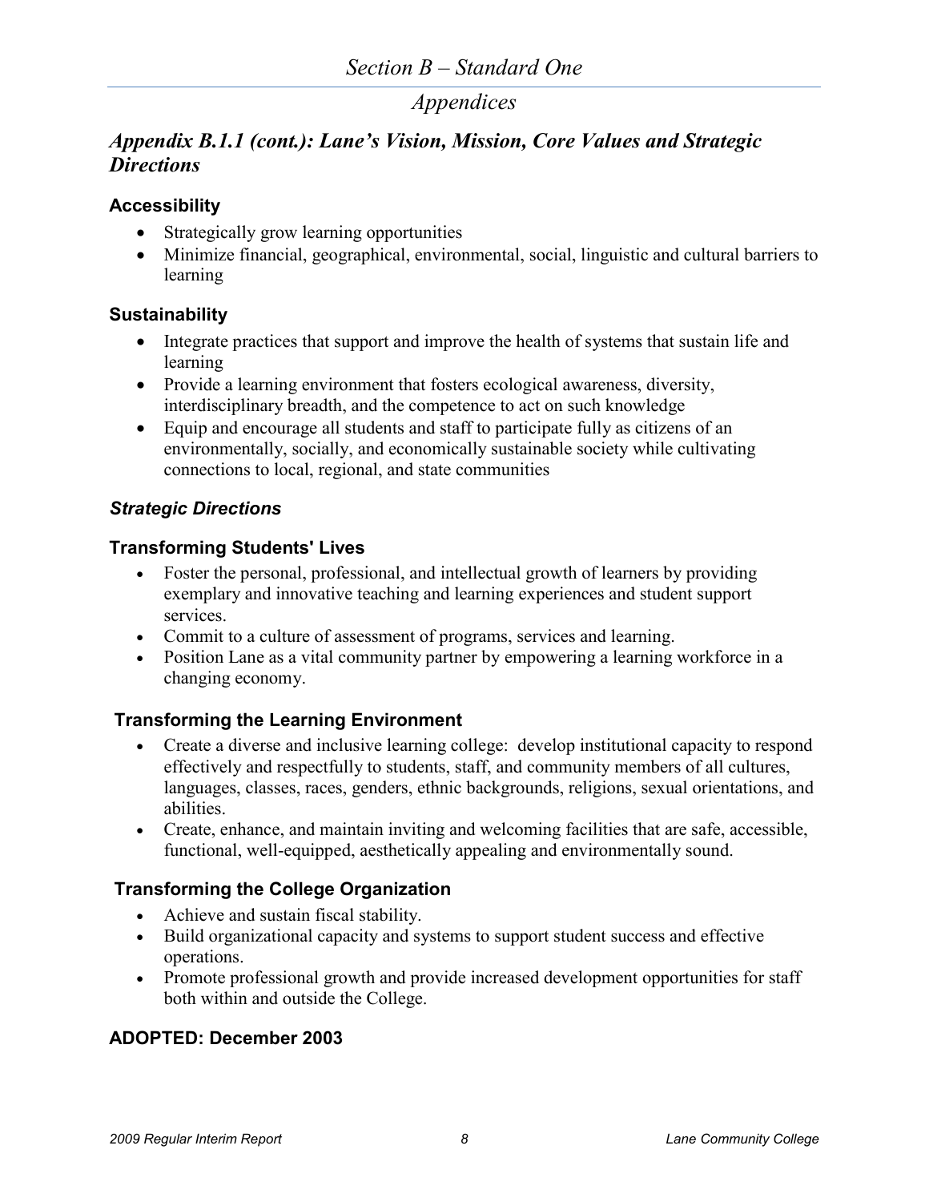## Appendices

### *Appendix B.1.1 (cont.): Lane's Vision, Mission, Core Values and Strategic Directions*

#### Accessibility

- Strategically grow learning opportunities
- Minimize financial, geographical, environmental, social, linguistic and cultural barriers to learning

#### Sustainability

- Integrate practices that support and improve the health of systems that sustain life and learning
- Provide a learning environment that fosters ecological awareness, diversity, interdisciplinary breadth, and the competence to act on such knowledge
- Equip and encourage all students and staff to participate fully as citizens of an environmentally, socially, and economically sustainable society while cultivating connections to local, regional, and state communities

#### *Strategic Directions*

#### Transforming Students' Lives

- Foster the personal, professional, and intellectual growth of learners by providing exemplary and innovative teaching and learning experiences and student support services.
- Commit to a culture of assessment of programs, services and learning.
- Position Lane as a vital community partner by empowering a learning workforce in a changing economy.

#### Transforming the Learning Environment

- Create a diverse and inclusive learning college: develop institutional capacity to respond effectively and respectfully to students, staff, and community members of all cultures, languages, classes, races, genders, ethnic backgrounds, religions, sexual orientations, and abilities.
- Create, enhance, and maintain inviting and welcoming facilities that are safe, accessible, functional, well-equipped, aesthetically appealing and environmentally sound.

#### Transforming the College Organization

- Achieve and sustain fiscal stability.
- Build organizational capacity and systems to support student success and effective operations.
- Promote professional growth and provide increased development opportunities for staff both within and outside the College.

#### ADOPTED: December 2003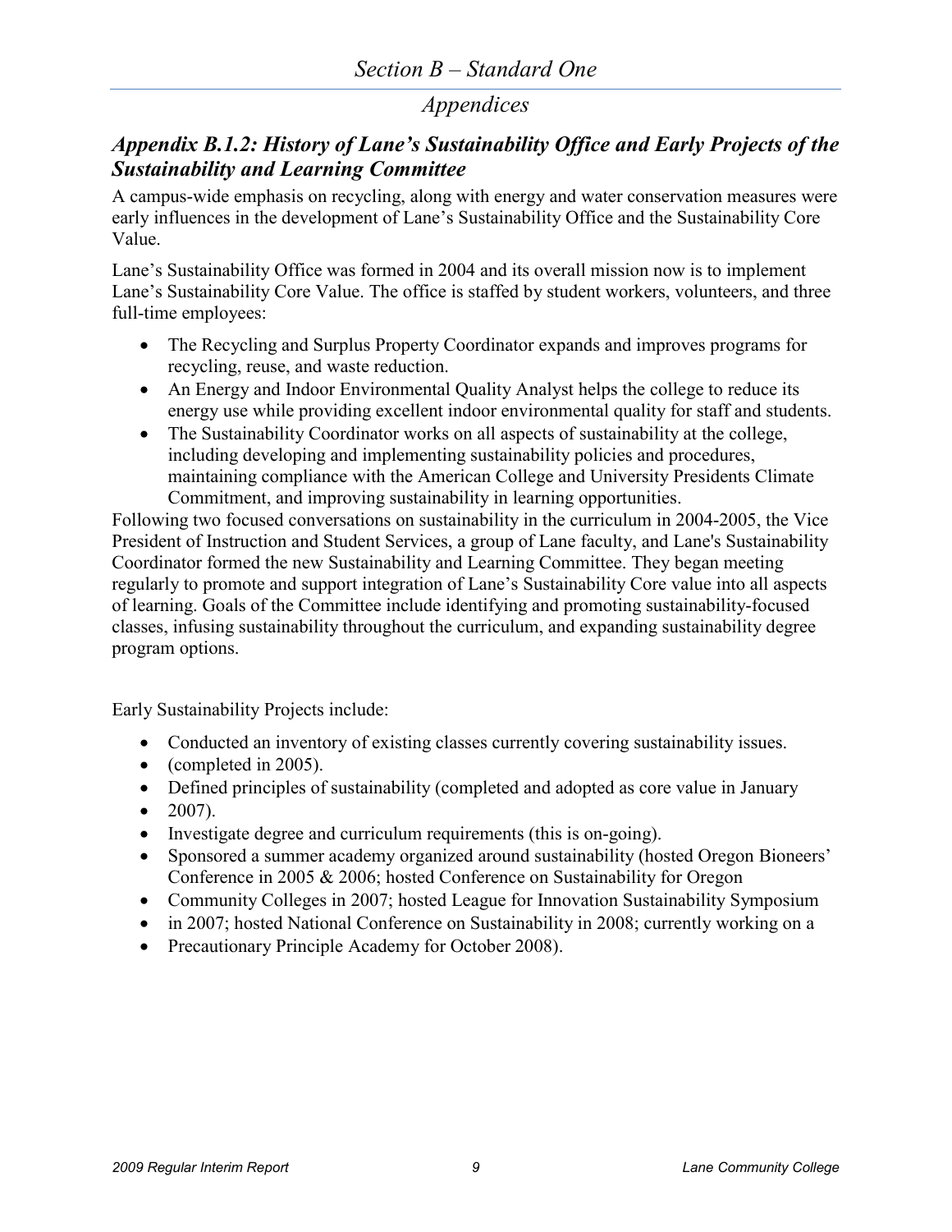# Section B – Standard One

## Appendices

### Appendix B.1.2: History of Lane's Sustainability Office and Early Projects of the Sustainability and Learning Committee

A campus-wide emphasis on recycling, along with energy and water conservation measures were early influences in the development of Lane's Sustainability Office and the Sustainability Core Value.

Lane's Sustainability Office was formed in 2004 and its overall mission now is to implement Lane's Sustainability Core Value. The office is staffed by student workers, volunteers, and three full-time employees:

- The Recycling and Surplus Property Coordinator expands and improves programs for recycling, reuse, and waste reduction.
- An Energy and Indoor Environmental Quality Analyst helps the college to reduce its energy use while providing excellent indoor environmental quality for staff and students.
- The Sustainability Coordinator works on all aspects of sustainability at the college, including developing and implementing sustainability policies and procedures, maintaining compliance with the American College and University Presidents Climate Commitment, and improving sustainability in learning opportunities.

Following two focused conversations on sustainability in the curriculum in 2004-2005, the Vice President of Instruction and Student Services, a group of Lane faculty, and Lane's Sustainability Coordinator formed the new Sustainability and Learning Committee. They began meeting regularly to promote and support integration of Lane's Sustainability Core value into all aspects of learning. Goals of the Committee include identifying and promoting sustainability-focused classes, infusing sustainability throughout the curriculum, and expanding sustainability degree program options.

Early Sustainability Projects include:

- Conducted an inventory of existing classes currently covering sustainability issues.
- (completed in 2005).
- Defined principles of sustainability (completed and adopted as core value in January
- 2007).
- Investigate degree and curriculum requirements (this is on-going).
- Sponsored a summer academy organized around sustainability (hosted Oregon Bioneers' Conference in 2005 & 2006; hosted Conference on Sustainability for Oregon
- Community Colleges in 2007; hosted League for Innovation Sustainability Symposium
- in 2007; hosted National Conference on Sustainability in 2008; currently working on a
- Precautionary Principle Academy for October 2008).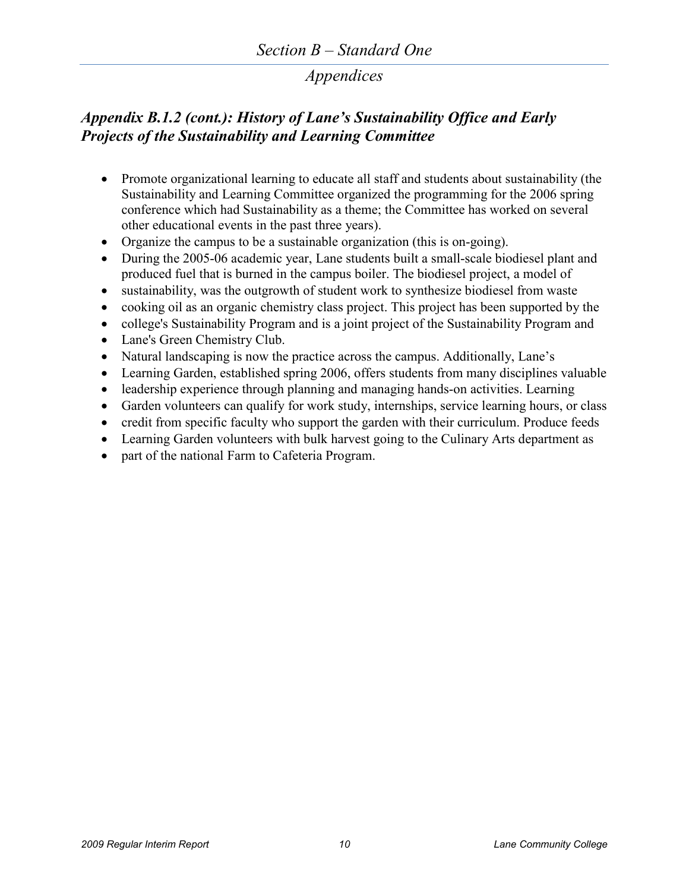## Appendix B.1.2 (cont.): History of Lane's Sustainability Office and Early Projects of the Sustainability and Learning Committee

- Promote organizational learning to educate all staff and students about sustainability (the Sustainability and Learning Committee organized the programming for the 2006 spring conference which had Sustainability as a theme; the Committee has worked on several other educational events in the past three years).
- Organize the campus to be a sustainable organization (this is on-going).
- During the 2005-06 academic year, Lane students built a small-scale biodiesel plant and produced fuel that is burned in the campus boiler. The biodiesel project, a model of
- sustainability, was the outgrowth of student work to synthesize biodiesel from waste
- cooking oil as an organic chemistry class project. This project has been supported by the
- college's Sustainability Program and is a joint project of the Sustainability Program and
- Lane's Green Chemistry Club.
- Natural landscaping is now the practice across the campus. Additionally, Lane's
- Learning Garden, established spring 2006, offers students from many disciplines valuable
- leadership experience through planning and managing hands-on activities. Learning
- Garden volunteers can qualify for work study, internships, service learning hours, or class
- credit from specific faculty who support the garden with their curriculum. Produce feeds
- Learning Garden volunteers with bulk harvest going to the Culinary Arts department as
- part of the national Farm to Cafeteria Program.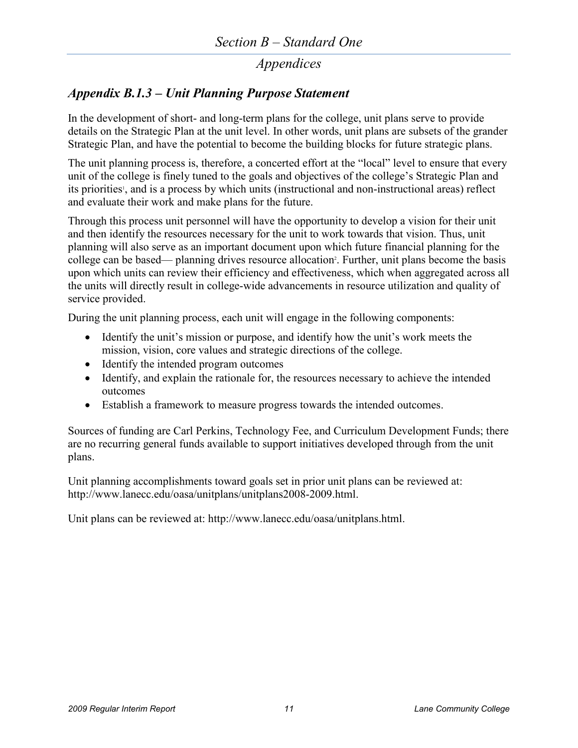## Section B – Standard One

### Appendices

## Appendix B.1.3 – Unit Planning Purpose Statement

In the development of short- and long-term plans for the college, unit plans serve to provide details on the Strategic Plan at the unit level. In other words, unit plans are subsets of the grander Strategic Plan, and have the potential to become the building blocks for future strategic plans.

The unit planning process is, therefore, a concerted effort at the "local" level to ensure that every unit of the college is finely tuned to the goals and objectives of the college's Strategic Plan and its priorities[1], and is a process by which units (instructional and non-instructional areas) reflect and evaluate their work and make plans for the future.

Through this process unit personnel will have the opportunity to develop a vision for their unit and then identify the resources necessary for the unit to work towards that vision. Thus, unit planning will also serve as an important document upon which future financial planning for the college can be based— planning drives resource allocation[2]. Further, unit plans become the basis upon which units can review their efficiency and effectiveness, which when aggregated across all the units will directly result in college-wide advancements in resource utilization and quality of service provided.

During the unit planning process, each unit will engage in the following components:

- Identify the unit's mission or purpose, and identify how the unit's work meets the mission, vision, core values and strategic directions of the college.
- Identify the intended program outcomes
- Identify, and explain the rationale for, the resources necessary to achieve the intended outcomes
- Establish a framework to measure progress towards the intended outcomes.

Sources of funding are Carl Perkins, Technology Fee, and Curriculum Development Funds; there are no recurring general funds available to support initiatives developed through from the unit plans.

Unit planning accomplishments toward goals set in prior unit plans can be reviewed at: http://www.lanecc.edu/oasa/unitplans/unitplans2008-2009.html.

Unit plans can be reviewed at: http://www.lanecc.edu/oasa/unitplans.html.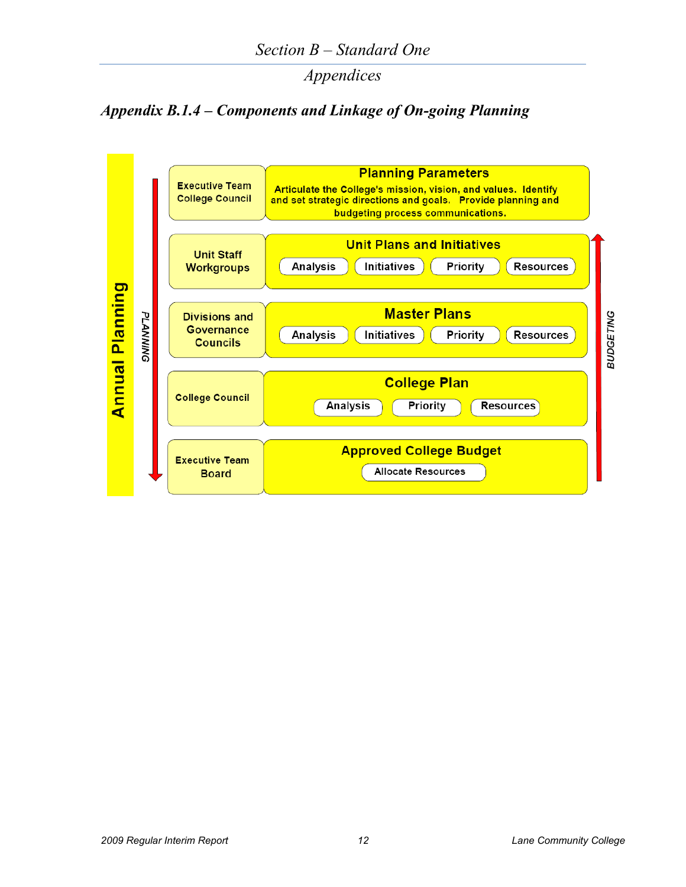## Appendix B.1.4 – Components and Linkage of On-going Planning

Annual Planning

PLANNING

BUDGETING

Executive Team
College Council

**Planning Parameters**

Articulate the College's mission, vision, and values. Identify and set strategic directions and goals. Provide planning and budgeting process communications.

Unit Staff
Workgroups

**Unit Plans and Initiatives**

Analysis | Initiatives | Priority | Resources

Divisions and Governance Councils

**Master Plans**

Analysis | Initiatives | Priority | Resources

College Council

**College Plan**

Analysis | Priority | Resources

Executive Team
Board

**Approved College Budget**

Allocate Resources